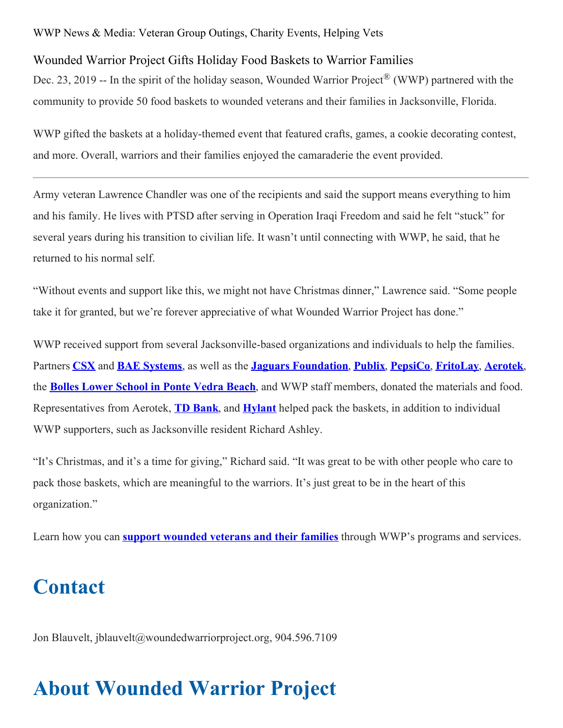WWP News & Media: Veteran Group Outings, Charity Events, Helping Vets

Wounded Warrior Project Gifts Holiday Food Baskets to Warrior Families

Dec. 23, 2019 -- In the spirit of the holiday season, Wounded Warrior Project® (WWP) partnered with the community to provide 50 food baskets to wounded veterans and their families in Jacksonville, Florida.

WWP gifted the baskets at a holiday-themed event that featured crafts, games, a cookie decorating contest, and more. Overall, warriors and their families enjoyed the camaraderie the event provided.

---

Army veteran Lawrence Chandler was one of the recipients and said the support means everything to him and his family. He lives with PTSD after serving in Operation Iraqi Freedom and said he felt "stuck" for several years during his transition to civilian life. It wasn't until connecting with WWP, he said, that he returned to his normal self.

"Without events and support like this, we might not have Christmas dinner," Lawrence said. "Some people take it for granted, but we're forever appreciative of what Wounded Warrior Project has done."

WWP received support from several Jacksonville-based organizations and individuals to help the families. Partners **CSX** and **BAE Systems**, as well as the **Jaguars Foundation**, **Publix**, **PepsiCo**, **FritoLay**, **Aerotek**, the **Bolles Lower School in Ponte Vedra Beach**, and WWP staff members, donated the materials and food. Representatives from Aerotek, **TD Bank**, and **Hylant** helped pack the baskets, in addition to individual WWP supporters, such as Jacksonville resident Richard Ashley.

"It's Christmas, and it's a time for giving," Richard said. "It was great to be with other people who care to pack those baskets, which are meaningful to the warriors. It's just great to be in the heart of this organization."

Learn how you can **support wounded veterans and their families** through WWP's programs and services.

# Contact

Jon Blauvelt, jblauvelt@woundedwarriorproject.org, 904.596.7109

# About Wounded Warrior Project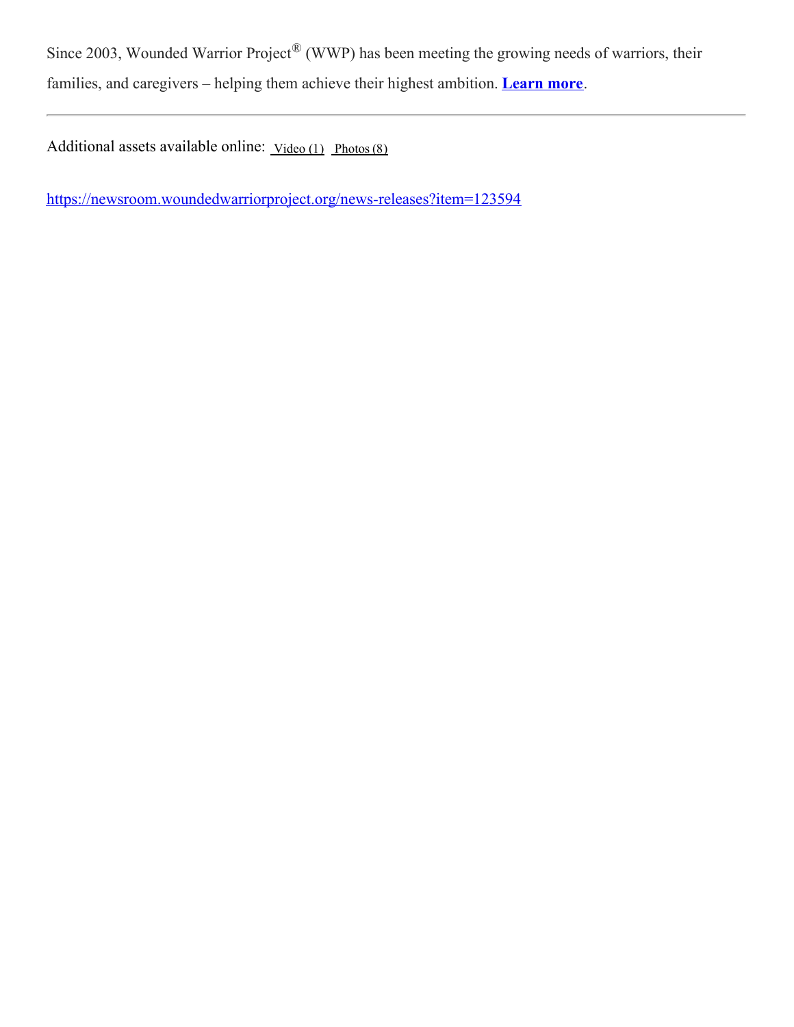Since 2003, Wounded Warrior Project® (WWP) has been meeting the growing needs of warriors, their families, and caregivers – helping them achieve their highest ambition. **Learn more**.

---

Additional assets available online: Video (1) Photos (8)

https://newsroom.woundedwarriorproject.org/news-releases?item=123594